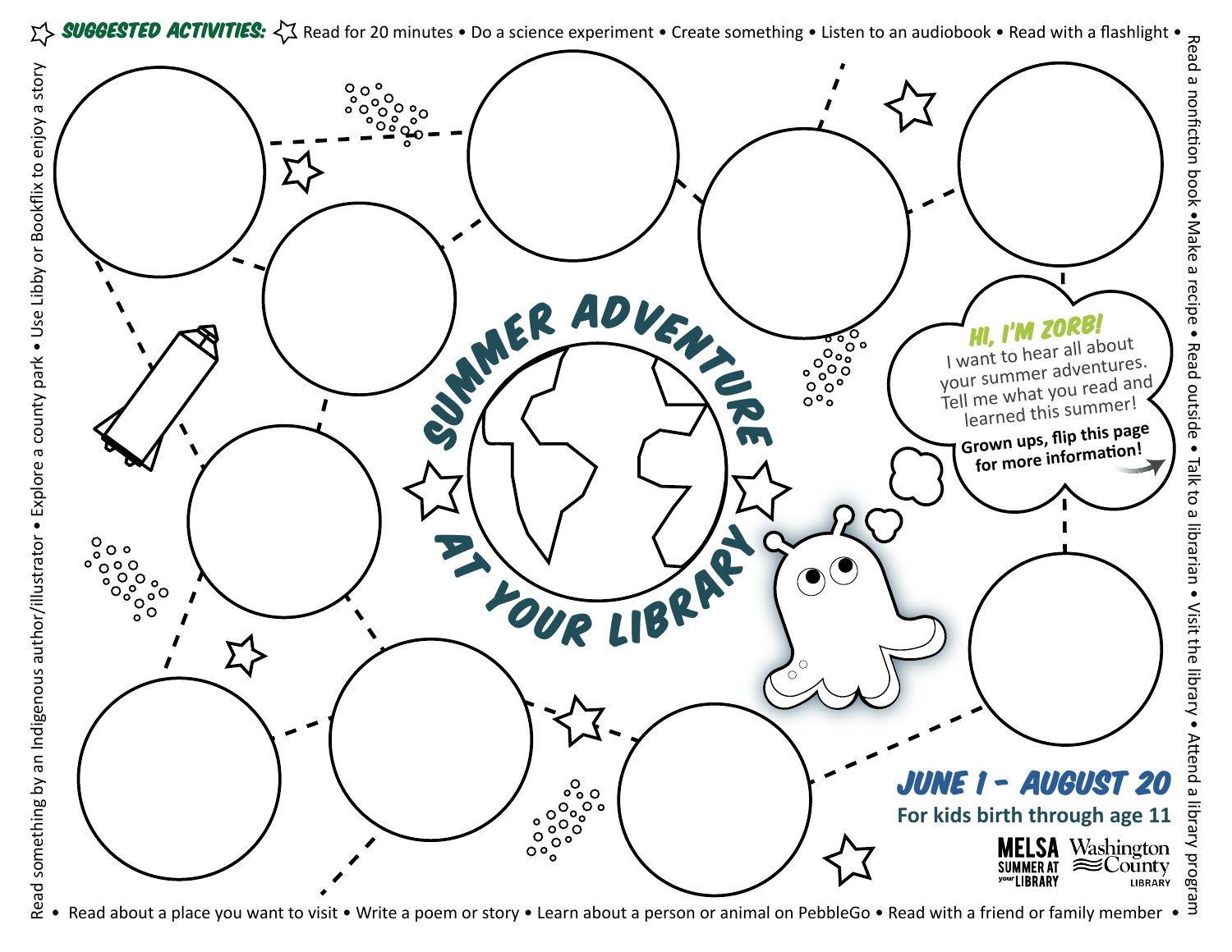**SUGGESTED ACTIVITIES:** Read for 20 minutes • Do a science experiment • Create something • Listen to an audiobook • Read with a flashlight • Read a nonfiction book • Make a recipe • Read outside • Talk to a librarian • Visit the library • Attend a library program • Read with a friend or family member • Learn about a person or animal on PebbleGo • Write a poem or story • Read about a place you want to visit • Read something by an Indigenous author/illustrator • Explore a county park • Use Libby or Bookflix to enjoy a story

# SUMMER ADVENTURE AT YOUR LIBRARY

**HI, I'M ZORB!**
I want to hear all about your summer adventures. Tell me what you read and learned this summer!

**Grown ups, flip this page for more information!**

## JUNE 1 - AUGUST 20

**For kids birth through age 11**

MELSA SUMMER AT your LIBRARY

Washington County LIBRARY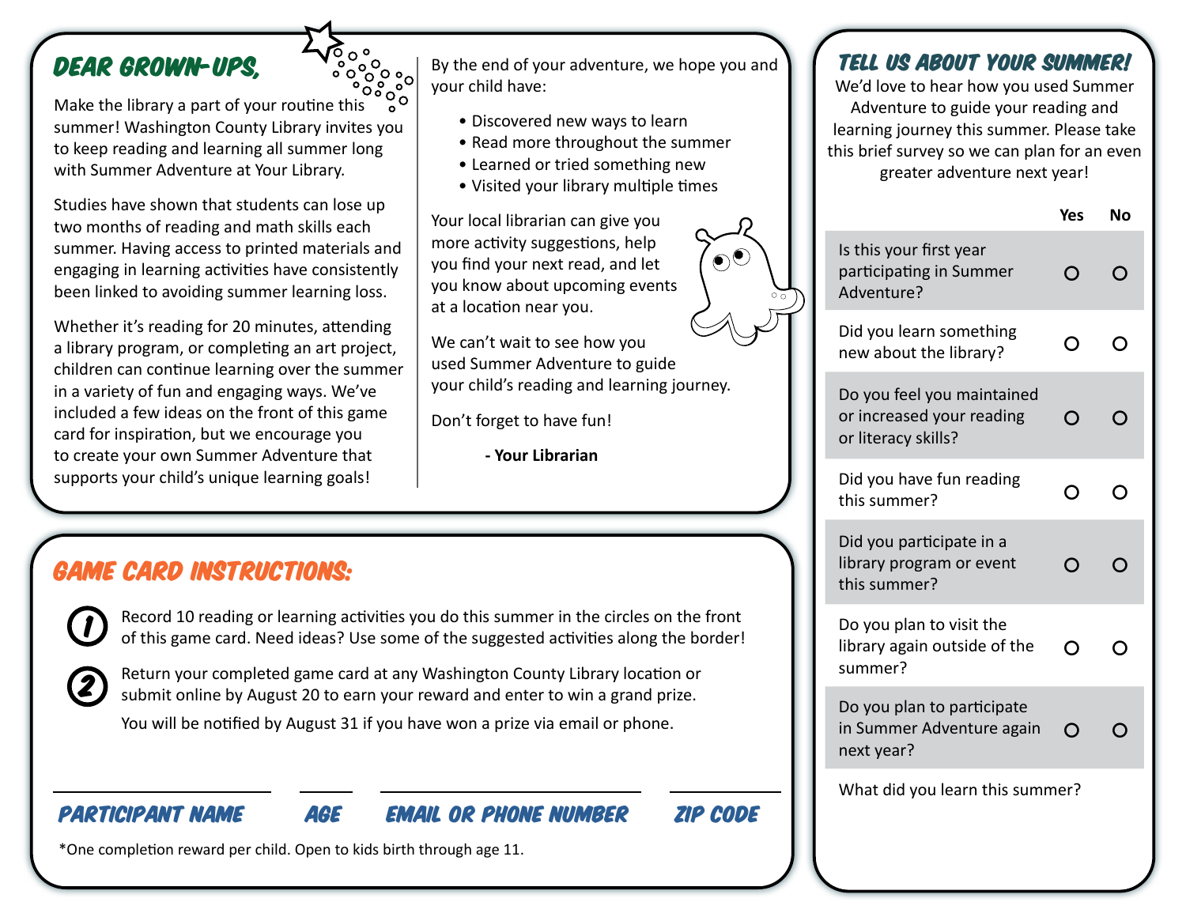## DEAR GROWN-UPS,

Make the library a part of your routine this summer! Washington County Library invites you to keep reading and learning all summer long with Summer Adventure at Your Library.

Studies have shown that students can lose up two months of reading and math skills each summer. Having access to printed materials and engaging in learning activities have consistently been linked to avoiding summer learning loss.

Whether it's reading for 20 minutes, attending a library program, or completing an art project, children can continue learning over the summer in a variety of fun and engaging ways. We've included a few ideas on the front of this game card for inspiration, but we encourage you to create your own Summer Adventure that supports your child's unique learning goals!

By the end of your adventure, we hope you and your child have:

- Discovered new ways to learn
- Read more throughout the summer
- Learned or tried something new
- Visited your library multiple times

Your local librarian can give you more activity suggestions, help you find your next read, and let you know about upcoming events at a location near you.

We can't wait to see how you used Summer Adventure to guide your child's reading and learning journey.

Don't forget to have fun!

**- Your Librarian**

## GAME CARD INSTRUCTIONS:

1. Record 10 reading or learning activities you do this summer in the circles on the front of this game card. Need ideas? Use some of the suggested activities along the border!
2. Return your completed game card at any Washington County Library location or submit online by August 20 to earn your reward and enter to win a grand prize.

   You will be notified by August 31 if you have won a prize via email or phone.

PARTICIPANT NAME ________ AGE ____ EMAIL OR PHONE NUMBER ________ ZIP CODE ________

*One completion reward per child. Open to kids birth through age 11.

## TELL US ABOUT YOUR SUMMER!

We'd love to hear how you used Summer Adventure to guide your reading and learning journey this summer. Please take this brief survey so we can plan for an even greater adventure next year!

| | Yes | No |
|---|---|---|
| Is this your first year participating in Summer Adventure? | ○ | ○ |
| Did you learn something new about the library? | ○ | ○ |
| Do you feel you maintained or increased your reading or literacy skills? | ○ | ○ |
| Did you have fun reading this summer? | ○ | ○ |
| Did you participate in a library program or event this summer? | ○ | ○ |
| Do you plan to visit the library again outside of the summer? | ○ | ○ |
| Do you plan to participate in Summer Adventure again next year? | ○ | ○ |

What did you learn this summer?